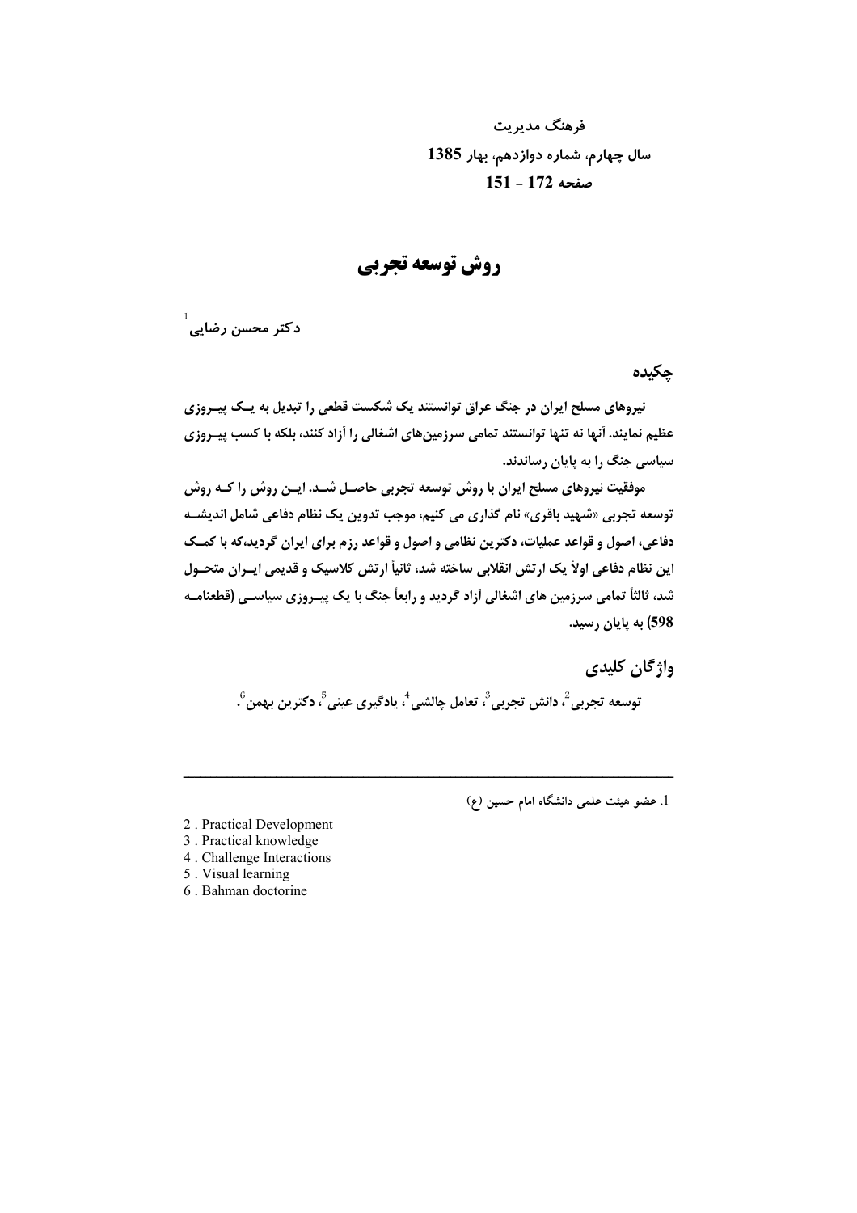فرهنگ مدیریت
سال چهارم، شماره دوازدهم، بهار 1385
صفحه 172 - 151

# روش توسعه تجربی

دکتر محسن رضایی[1]

## چکیده

نیروهای مسلح ایران در جنگ عراق توانستند یک شکست قطعی را تبدیل به یک پیروزی عظیم نمایند. آنها نه تنها توانستند تمامی سرزمین‌های اشغالی را آزاد کنند، بلکه با کسب پیروزی سیاسی جنگ را به پایان رساندند.

موفقیت نیروهای مسلح ایران با روش توسعه تجربی حاصل شد. این روش را که روش توسعه تجربی «شهید باقری» نام گذاری می کنیم، موجب تدوین یک نظام دفاعی شامل اندیشه دفاعی، اصول و قواعد عملیات، دکترین نظامی و اصول و قواعد رزم برای ایران گردید،که با کمک این نظام دفاعی اولاً یک ارتش انقلابی ساخته شد، ثانیاً ارتش کلاسیک و قدیمی ایران متحول شد، ثالثاً تمامی سرزمین های اشغالی آزاد گردید و رابعاً جنگ با یک پیروزی سیاسی (قطعنامه 598) به پایان رسید.

## واژگان کلیدی

توسعه تجربی[2]، دانش تجربی[3]، تعامل چالشی[4]، یادگیری عینی[5]، دکترین بهمن[6].

---

1. عضو هیئت علمی دانشگاه امام حسین (ع)

2 . Practical Development
3 . Practical knowledge
4 . Challenge Interactions
5 . Visual learning
6 . Bahman doctorine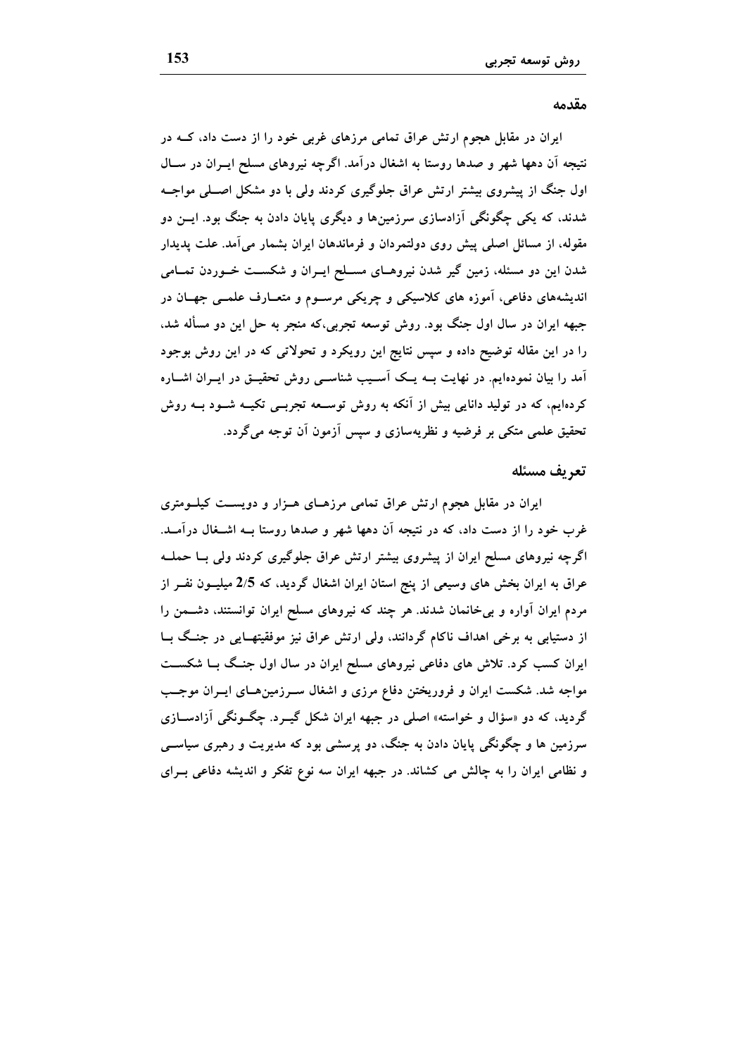## مقدمه

ایران در مقابل هجوم ارتش عراق تمامی مرزهای غربی خود را از دست داد، کــه در نتیجه آن دهها شهر و صدها روستا به اشغال درآمد. اگرچه نیروهای مسلح ایــران در ســال اول جنگ از پیشروی بیشتر ارتش عراق جلوگیری کردند ولی با دو مشکل اصــلی مواجــه شدند، که یکی چگونگی آزادسازی سرزمین‌ها و دیگری پایان دادن به جنگ بود. ایــن دو مقوله، از مسائل اصلی پیش روی دولتمردان و فرماندهان ایران بشمار می‌آمد. علت پدیدار شدن این دو مسئله، زمین گیر شدن نیروهــای مســلح ایــران و شکســت خــوردن تمــامی اندیشه‌های دفاعی، آموزه های کلاسیکی و چریکی مرســوم و متعــارف علمــی جهــان در جبهه ایران در سال اول جنگ بود. روش توسعه تجربی،که منجر به حل این دو مسأله شد، را در این مقاله توضیح داده و سپس نتایج این رویکرد و تحولاتی که در این روش بوجود آمد را بیان نموده‌ایم. در نهایت بــه یــک آسـیب شناســی روش تحقیــق در ایــران اشــاره کرده‌ایم، که در تولید دانایی بیش از آنکه به روش توســعه تجربــی تکیــه شــود بــه روش تحقیق علمی متکی بر فرضیه و نظریه‌سازی و سپس آزمون آن توجه می‌گردد.

## تعریف مسئله

ایران در مقابل هجوم ارتش عراق تمامی مرزهــای هــزار و دویســت کیلــومتری غرب خود را از دست داد، که در نتیجه آن دهها شهر و صدها روستا بــه اشــغال درآمــد. اگرچه نیروهای مسلح ایران از پیشروی بیشتر ارتش عراق جلوگیری کردند ولی بــا حملــه عراق به ایران بخش های وسیعی از پنج استان ایران اشغال گردید، که 2/5 میلیــون نفــر از مردم ایران آواره و بی‌خانمان شدند. هر چند که نیروهای مسلح ایران توانستند، دشــمن را از دستیابی به برخی اهداف ناکام گردانند، ولی ارتش عراق نیز موفقیتهــایی در جنــگ بــا ایران کسب کرد. تلاش های دفاعی نیروهای مسلح ایران در سال اول جنــگ بــا شکســت مواجه شد. شکست ایران و فروریختن دفاع مرزی و اشغال ســرزمین‌هــای ایــران موجــب گردید، که دو «سؤال و خواسته» اصلی در جبهه ایران شکل گیــرد. چگــونگی آزادســازی سرزمین ها و چگونگی پایان دادن به جنگ، دو پرسشی بود که مدیریت و رهبری سیاســی و نظامی ایران را به چالش می کشاند. در جبهه ایران سه نوع تفکر و اندیشه دفاعی بــرای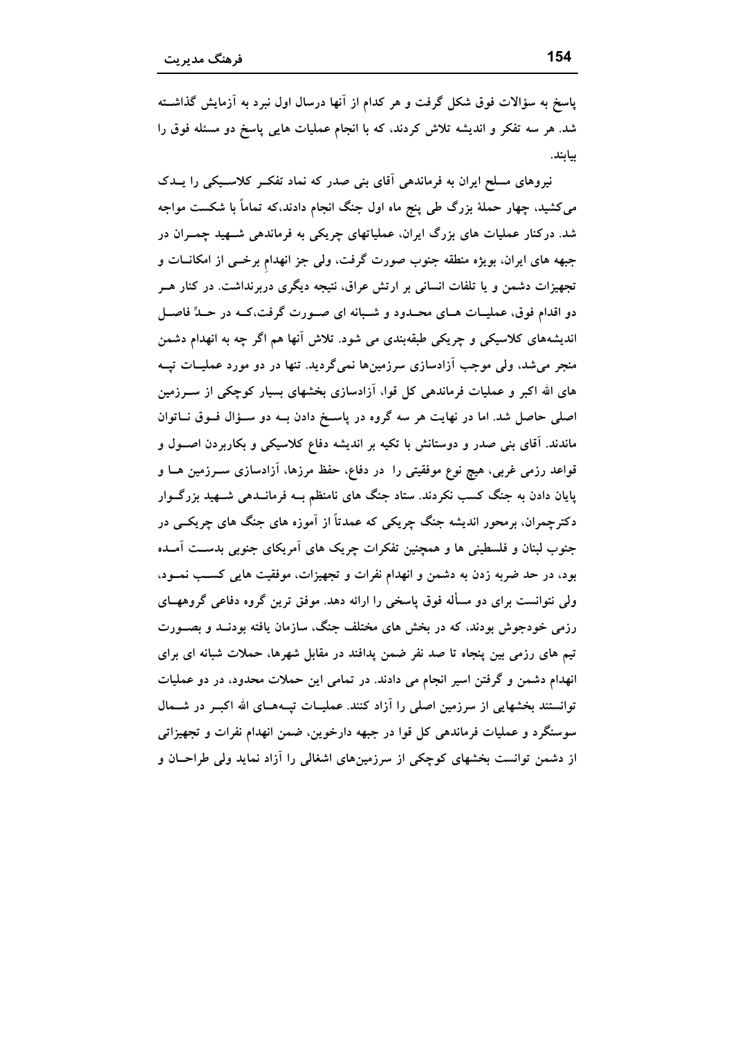پاسخ به سؤالات فوق شکل گرفت و هر کدام از آنها درسال اول نبرد به آزمایش گذاشته شد. هر سه تفکر و اندیشه تلاش کردند، که با انجام عملیات هایی پاسخ دو مسئله فوق را بیابند.

نیروهای مسلح ایران به فرماندهی آقای بنی صدر که نماد تفکر کلاسیکی را یدک می‌کشید، چهار حملهٔ بزرگ طی پنج ماه اول جنگ انجام دادند،که تماماً با شکست مواجه شد. درکنار عملیات های بزرگ ایران، عملیاتهای چریکی به فرماندهی شهید چمران در جبهه های ایران، بویژه منطقه جنوب صورت گرفت، ولی جز انهدام برخی از امکانات و تجهیزات دشمن و یا تلفات انسانی بر ارتش عراق، نتیجه دیگری دربرنداشت. در کنار هر دو اقدام فوق، عملیات های محدود و شبانه ای صورت گرفت،که در حدّ فاصل اندیشه‌های کلاسیکی و چریکی طبقه‌بندی می شود. تلاش آنها هم اگر چه به انهدام دشمن منجر می‌شد، ولی موجب آزادسازی سرزمین‌ها نمی‌گردید. تنها در دو مورد عملیات تپه های الله اکبر و عملیات فرماندهی کل قوا، آزادسازی بخشهای بسیار کوچکی از سرزمین اصلی حاصل شد. اما در نهایت هر سه گروه در پاسخ دادن به دو سؤال فوق ناتوان ماندند. آقای بنی صدر و دوستانش با تکیه بر اندیشه دفاع کلاسیکی و بکاربردن اصول و قواعد رزمی غربی، هیچ نوع موفقیتی را در دفاع، حفظ مرزها، آزادسازی سرزمین ها و پایان دادن به جنگ کسب نکردند. ستاد جنگ های نامنظم به فرماندهی شهید بزرگوار دکترچمران، برمحور اندیشه جنگ چریکی که عمدتاً از آموزه های جنگ های چریکی در جنوب لبنان و فلسطینی ها و همچنین تفکرات چریک های آمریکای جنوبی بدست آمده بود، در حد ضربه زدن به دشمن و انهدام نفرات و تجهیزات، موفقیت هایی کسب نمود، ولی نتوانست برای دو مسأله فوق پاسخی را ارائه دهد. موفق ترین گروه دفاعی گروههای رزمی خودجوش بودند، که در بخش های مختلف جنگ، سازمان یافته بودند و بصورت تیم های رزمی بین پنجاه تا صد نفر ضمن پدافند در مقابل شهرها، حملات شبانه ای برای انهدام دشمن و گرفتن اسیر انجام می دادند. در تمامی این حملات محدود، در دو عملیات توانستند بخشهایی از سرزمین اصلی را آزاد کنند. عملیات تپه‌های الله اکبر در شمال سوسنگرد و عملیات فرماندهی کل قوا در جبهه دارخوین، ضمن انهدام نفرات و تجهیزاتی از دشمن توانست بخشهای کوچکی از سرزمین‌های اشغالی را آزاد نماید ولی طراحان و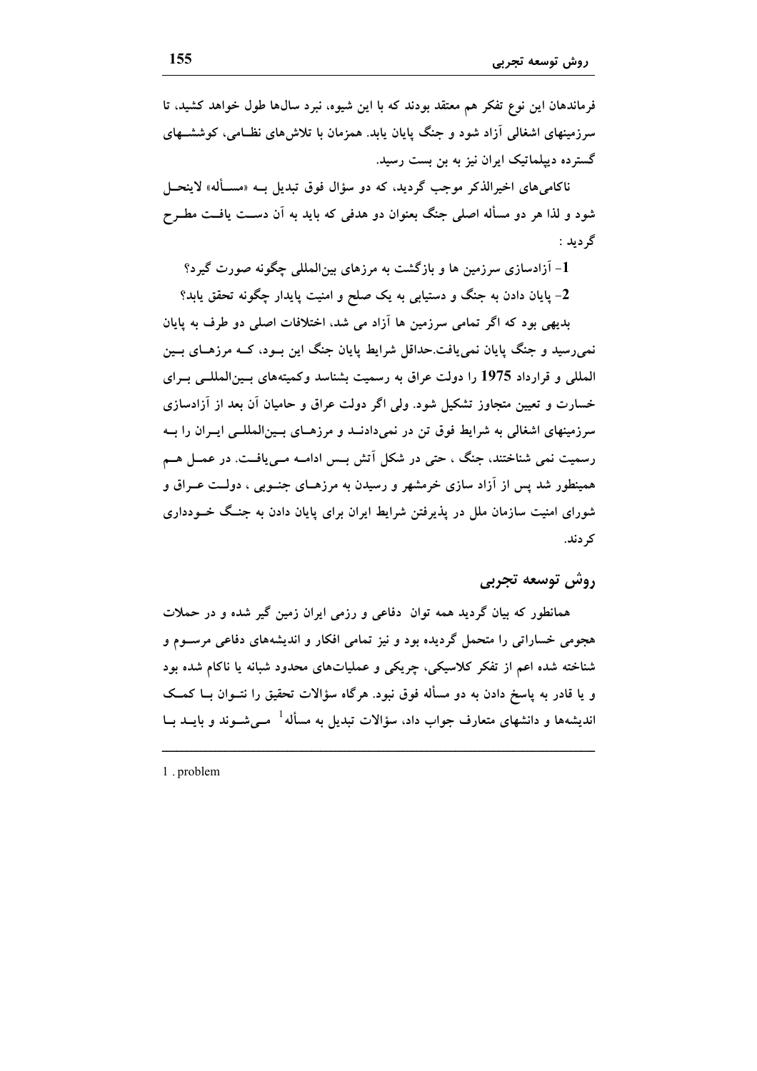فرماندهان این نوع تفکر هم معتقد بودند که با این شیوه، نبرد سال‌ها طول خواهد کشید، تا سرزمینهای اشغالی آزاد شود و جنگ پایان یابد. همزمان با تلاش‌های نظامی، کوشش‌های گسترده دیپلماتیک ایران نیز به بن بست رسید.

ناکامی‌های اخیرالذکر موجب گردید، که دو سؤال فوق تبدیل بـه «مسـأله» لاینحـل شود و لذا هر دو مسأله اصلی جنگ بعنوان دو هدفی که باید به آن دست یافت مطرح گردید :

1- آزادسازی سرزمین ها و بازگشت به مرزهای بین‌المللی چگونه صورت گیرد؟

2- پایان دادن به جنگ و دستیابی به یک صلح و امنیت پایدار چگونه تحقق یابد؟

بدیهی بود که اگر تمامی سرزمین ها آزاد می شد، اختلافات اصلی دو طرف به پایان نمی‌رسید و جنگ پایان نمی‌یافت.حداقل شرایط پایان جنگ این بود، که مرزهای بین المللی و قرارداد **1975** را دولت عراق به رسمیت بشناسد وکمیته‌های بین‌المللی برای خسارت و تعیین متجاوز تشکیل شود. ولی اگر دولت عراق و حامیان آن بعد از آزادسازی سرزمینهای اشغالی به شرایط فوق تن در نمی‌دادند و مرزهای بین‌المللی ایران را به رسمیت نمی شناختند، جنگ ، حتی در شکل آتش بس ادامه می‌یافت. در عمل هم همینطور شد پس از آزاد سازی خرمشهر و رسیدن به مرزهای جنوبی ، دولت عراق و شورای امنیت سازمان ملل در پذیرفتن شرایط ایران برای پایان دادن به جنگ خودداری کردند.

## روش توسعه تجربی

همانطور که بیان گردید همه توان دفاعی و رزمی ایران زمین گیر شده و در حملات هجومی خساراتی را متحمل گردیده بود و نیز تمامی افکار و اندیشه‌های دفاعی مرسوم و شناخته شده اعم از تفکر کلاسیکی، چریکی و عملیات‌های محدود شبانه یا ناکام شده بود و یا قادر به پاسخ دادن به دو مسأله فوق نبود. هرگاه سؤالات تحقیق را نتوان با کمک اندیشه‌ها و دانشهای متعارف جواب داد، سؤالات تبدیل به مسأله[1] می‌شوند و باید با

---

1 . problem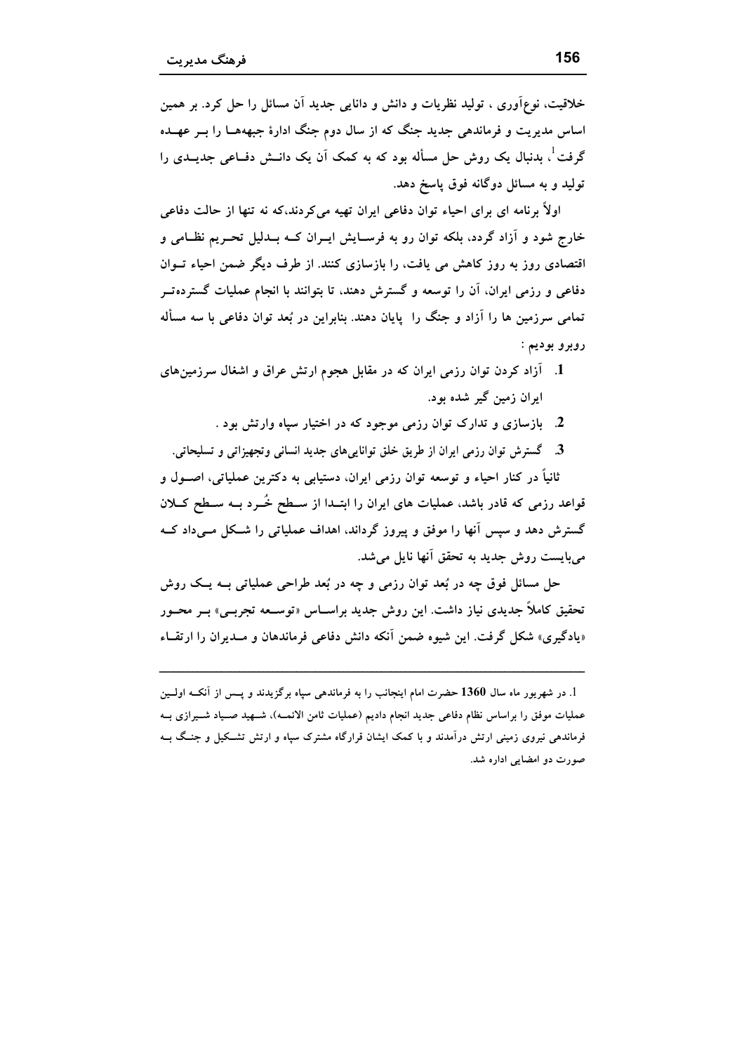خلاقیت، نوع‌آوری ، تولید نظریات و دانش و دانایی جدید آن مسائل را حل کرد. بر همین اساس مدیریت و فرماندهی جدید جنگ که از سال دوم جنگ ادارهٔ جبهه‌ها را بر عهده گرفت[1]، بدنبال یک روش حل مسأله بود که به کمک آن یک دانش دفاعی جدیدی را تولید و به مسائل دوگانه فوق پاسخ دهد.

اولاً برنامه ای برای احیاء توان دفاعی ایران تهیه می‌کردند،که نه تنها از حالت دفاعی خارج شود و آزاد گردد، بلکه توان رو به فرسایش ایران که بدلیل تحریم نظامی و اقتصادی روز به روز کاهش می یافت، را بازسازی کنند. از طرف دیگر ضمن احیاء توان دفاعی و رزمی ایران، آن را توسعه و گسترش دهند، تا بتوانند با انجام عملیات گسترده‌تر تمامی سرزمین ها را آزاد و جنگ را پایان دهند. بنابراین در بُعد توان دفاعی با سه مسأله روبرو بودیم :

1. آزاد کردن توان رزمی ایران که در مقابل هجوم ارتش عراق و اشغال سرزمین‌های ایران زمین گیر شده بود.
2. بازسازی و تدارک توان رزمی موجود که در اختیار سپاه وارتش بود .
3. گسترش توان رزمی ایران از طریق خلق توانایی‌های جدید انسانی وتجهیزاتی و تسلیحاتی.

ثانیاً در کنار احیاء و توسعه توان رزمی ایران، دستیابی به دکترین عملیاتی، اصول و قواعد رزمی که قادر باشد، عملیات های ایران را ابتدا از سطح خُرد به سطح کلان گسترش دهد و سپس آنها را موفق و پیروز گرداند، اهداف عملیاتی را شکل می‌داد که می‌بایست روش جدید به تحقق آنها نایل می‌شد.

حل مسائل فوق چه در بُعد توان رزمی و چه در بُعد طراحی عملیاتی به یک روش تحقیق کاملاً جدیدی نیاز داشت. این روش جدید براساس «توسعه تجربی» بر محور «یادگیری» شکل گرفت. این شیوه ضمن آنکه دانش دفاعی فرماندهان و مدیران را ارتقاء

---

1. در شهریور ماه سال 1360 حضرت امام اینجانب را به فرماندهی سپاه برگزیدند و پس از آنکه اولین عملیات موفق را براساس نظام دفاعی جدید انجام دادیم (عملیات ثامن الائمه)، شهید صیاد شیرازی به فرماندهی نیروی زمینی ارتش درآمدند و با کمک ایشان قرارگاه مشترک سپاه و ارتش تشکیل و جنگ به صورت دو امضایی اداره شد.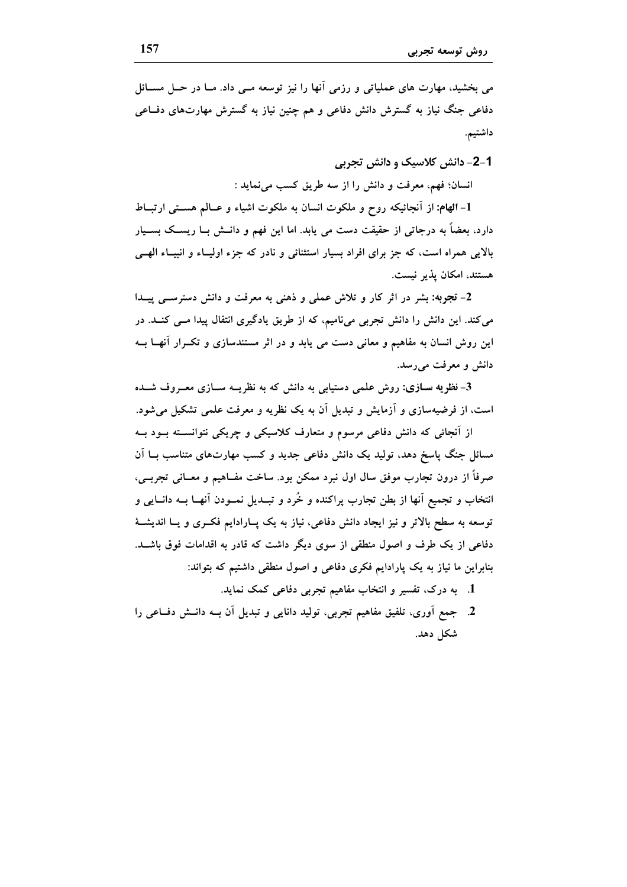می بخشید، مهارت های عملیاتی و رزمی آنها را نیز توسعه مـی داد. مـا در حـل مسـائل دفاعی جنگ نیاز به گسترش دانش دفاعی و هم چنین نیاز به گسترش مهارت‌های دفـاعی داشتیم.

## 1-2- دانش کلاسیک و دانش تجربی

انسان؛ فهم، معرفت و دانش را از سه طریق کسب می‌نماید :

**1- الهام:** از آنجائیکه روح و ملکوت انسان به ملکوت اشیاء و عـالم هسـتی ارتبـاط دارد، بعضاً به درجاتی از حقیقت دست می یابد. اما این فهم و دانـش بـا ریسـک بسـیار بالایی همراه است، که جز برای افراد بسیار استثنائی و نادر که جزء اولیـاء و انبیـاء الهـی هستند، امکان پذیر نیست.

**2- تجربه:** بشر در اثر کار و تلاش عملی و ذهنی به معرفت و دانش دسترسـی پیـدا می‌کند. این دانش را دانش تجربی می‌نامیم، که از طریق یادگیری انتقال پیدا مـی کنـد. در این روش انسان به مفاهیم و معانی دست می یابد و در اثر مستندسازی و تکـرار آنهـا بـه دانش و معرفت می‌رسد.

**3- نظریه سـازی:** روش علمی دستیابی به دانش که به نظریـه سـازی معـروف شـده است، از فرضیه‌سازی و آزمایش و تبدیل آن به یک نظریه و معرفت علمی تشکیل می‌شود.

از آنجائی که دانش دفاعی مرسوم و متعارف کلاسیکی و چریکی نتوانسـته بـود بـه مسائل جنگ پاسخ دهد، تولید یک دانش دفاعی جدید و کسب مهارت‌های متناسب بـا آن صرفاً از درون تجارب موفق سال اول نبرد ممکن بود. ساخت مفـاهیم و معـانی تجربـی، انتخاب و تجمیع آنها از بطن تجارب پراکنده و خُرد و تبـدیل نمـودن آنهـا بـه دانـایی و توسعه به سطح بالاتر و نیز ایجاد دانش دفاعی، نیاز به یک پـارادایم فکـری و یـا اندیشـهٔ دفاعی از یک طرف و اصول منطقی از سوی دیگر داشت که قادر به اقدامات فوق باشـد. بنابراین ما نیاز به یک پارادایم فکری دفاعی و اصول منطقی داشتیم که بتواند:

1. به درک، تفسیر و انتخاب مفاهیم تجربی دفاعی کمک نماید.
2. جمع آوری، تلفیق مفاهیم تجربی، تولید دانایی و تبدیل آن بـه دانـش دفـاعی را شکل دهد.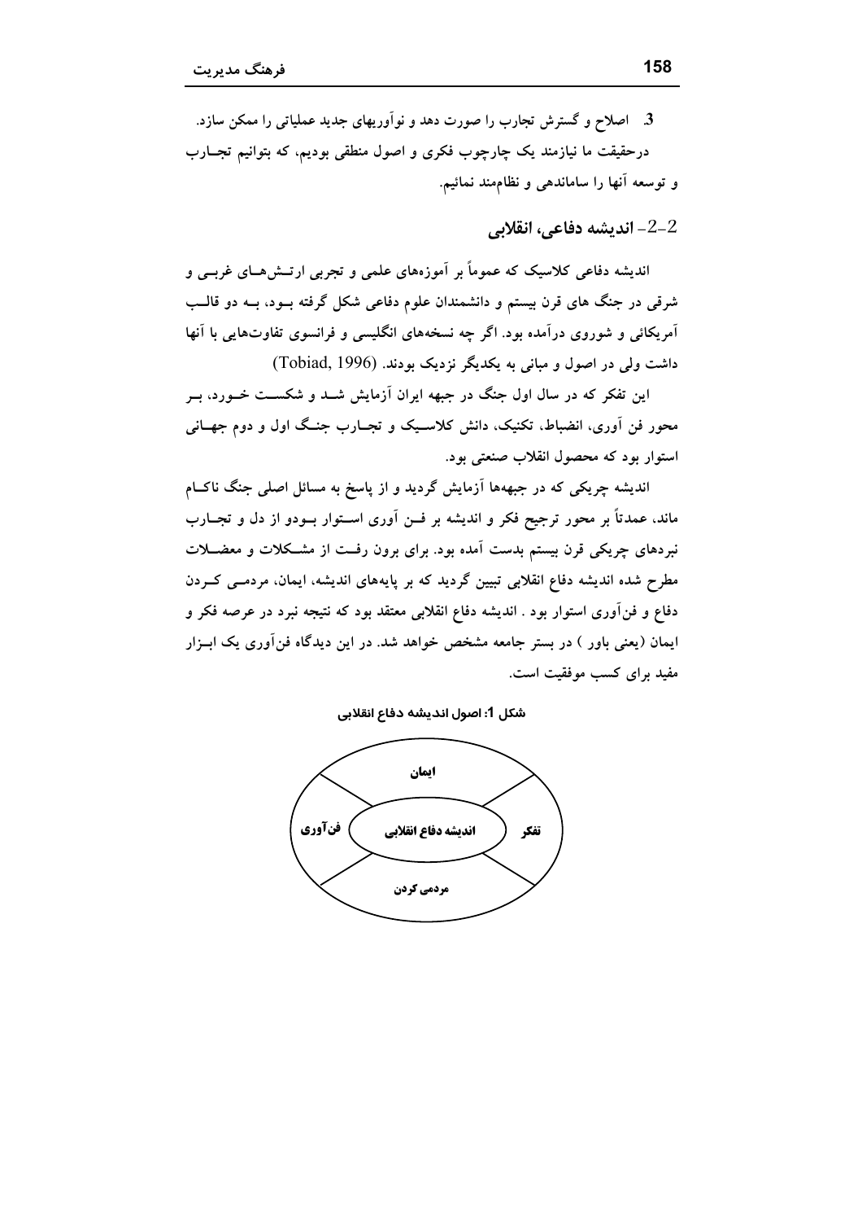3. اصلاح و گسترش تجارب را صورت دهد و نوآوریهای جدید عملیاتی را ممکن سازد.

درحقیقت ما نیازمند یک چارچوب فکری و اصول منطقی بودیم، که بتوانیم تجارب و توسعه آنها را ساماندهی و نظام‌مند نمائیم.

## 2-2- اندیشه دفاعی، انقلابی

اندیشه دفاعی کلاسیک که عموماً بر آموزه‌های علمی و تجربی ارتش‌های غربی و شرقی در جنگ های قرن بیستم و دانشمندان علوم دفاعی شکل گرفته بود، به دو قالب آمریکائی و شوروی درآمده بود. اگر چه نسخه‌های انگلیسی و فرانسوی تفاوت‌هایی با آنها داشت ولی در اصول و مبانی به یکدیگر نزدیک بودند. (Tobiad, 1996)

این تفکر که در سال اول جنگ در جبهه ایران آزمایش شد و شکست خورد، بر محور فن آوری، انضباط، تکنیک، دانش کلاسیک و تجارب جنگ اول و دوم جهانی استوار بود که محصول انقلاب صنعتی بود.

اندیشه چریکی که در جبهه‌ها آزمایش گردید و از پاسخ به مسائل اصلی جنگ ناکام ماند، عمدتاً بر محور ترجیح فکر و اندیشه بر فن آوری استوار بودو از دل و تجارب نبردهای چریکی قرن بیستم بدست آمده بود. برای برون رفت از مشکلات و معضلات مطرح شده اندیشه دفاع انقلابی تبیین گردید که بر پایه‌های اندیشه، ایمان، مردمی کردن دفاع و فن‌آوری استوار بود . اندیشه دفاع انقلابی معتقد بود که نتیجه نبرد در عرصه فکر و ایمان (یعنی باور ) در بستر جامعه مشخص خواهد شد. در این دیدگاه فن‌آوری یک ابزار مفید برای کسب موفقیت است.

شکل 1: اصول اندیشه دفاع انقلابی

ایمان

فن‌آوری — اندیشه دفاع انقلابی — تفکر

مردمی کردن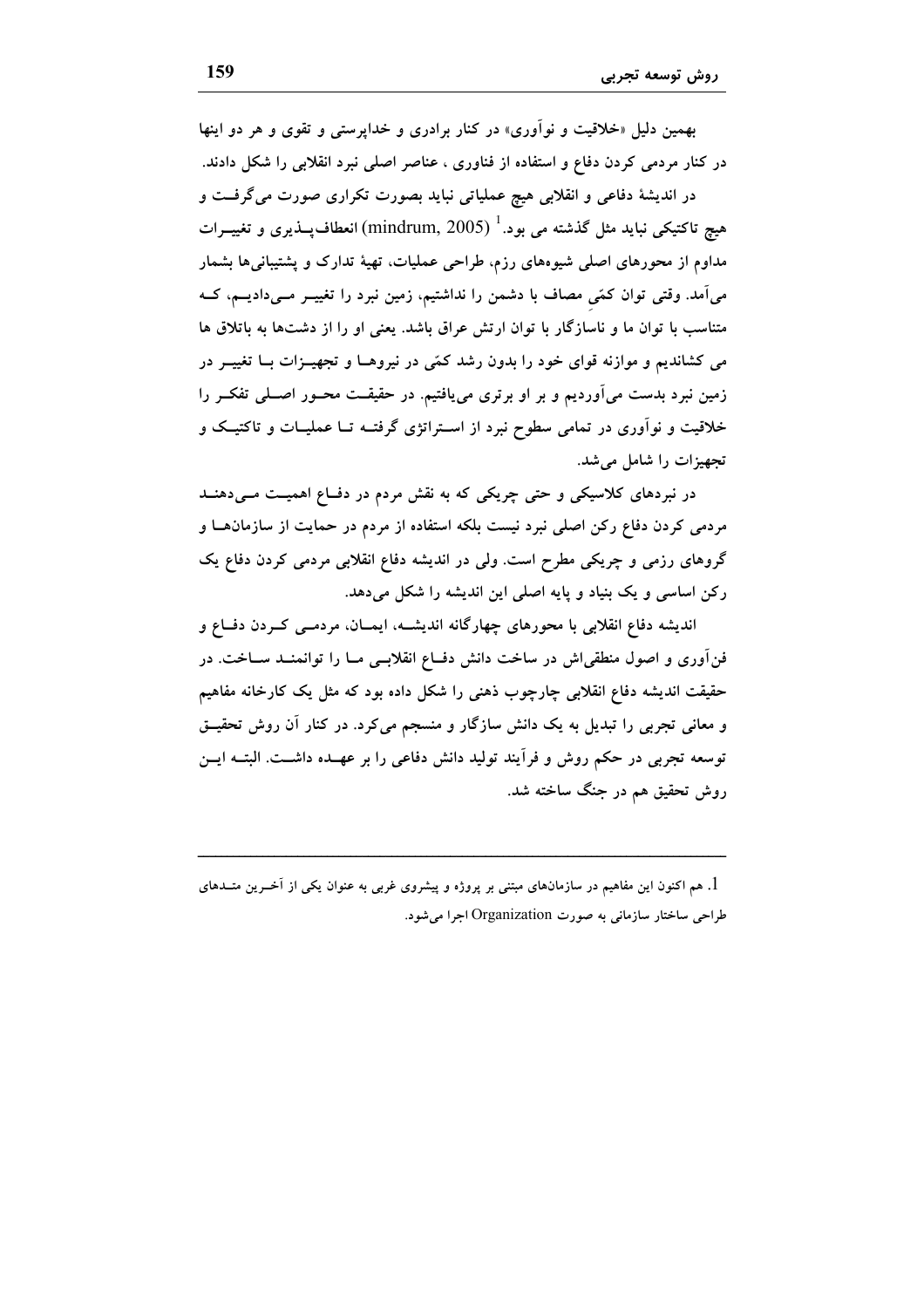بهمین دلیل «خلاقیت و نوآوری» در کنار برادری و خداپرستی و تقوی و هر دو اینها در کنار مردمی کردن دفاع و استفاده از فناوری ، عناصر اصلی نبرد انقلابی را شکل دادند.

در اندیشهٔ دفاعی و انقلابی هیچ عملیاتی نباید بصورت تکراری صورت می‌گرفت و هیچ تاکتیکی نباید مثل گذشته می بود.[1] (mindrum, 2005) انعطاف‌پذیری و تغییرات مداوم از محورهای اصلی شیوه‌های رزم، طراحی عملیات، تهیهٔ تدارک و پشتیبانی‌ها بشمار می‌آمد. وقتی توان کمّیِ مصاف با دشمن را نداشتیم، زمین نبرد را تغییر می‌دادیم، که متناسب با توان ما و ناسازگار با توان ارتش عراق باشد. یعنی او را از دشت‌ها به باتلاق ها می کشاندیم و موازنه قوای خود را بدون رشد کمّی در نیروها و تجهیزات با تغییر در زمین نبرد بدست می‌آوردیم و بر او برتری می‌یافتیم. در حقیقت محور اصلی تفکر را خلاقیت و نوآوری در تمامی سطوح نبرد از استراتژی گرفته تا عملیات و تاکتیک و تجهیزات را شامل می‌شد.

در نبردهای کلاسیکی و حتی چریکی که به نقش مردم در دفاع اهمیت می‌دهند مردمی کردن دفاع رکن اصلی نبرد نیست بلکه استفاده از مردم در حمایت از سازمان‌ها و گروهای رزمی و چریکی مطرح است. ولی در اندیشه دفاع انقلابی مردمی کردن دفاع یک رکن اساسی و یک بنیاد و پایه اصلی این اندیشه را شکل می‌دهد.

اندیشه دفاع انقلابی با محورهای چهارگانه اندیشه، ایمان، مردمی کردن دفاع و فن‌آوری و اصول منطقی‌اش در ساخت دانش دفاع انقلابی ما را توانمند ساخت. در حقیقت اندیشه دفاع انقلابی چارچوب ذهنی را شکل داده بود که مثل یک کارخانه مفاهیم و معانی تجربی را تبدیل به یک دانش سازگار و منسجم می‌کرد. در کنار آن روش تحقیق توسعه تجربی در حکم روش و فرآیند تولید دانش دفاعی را بر عهده داشت. البته این روش تحقیق هم در جنگ ساخته شد.

---

1. هم اکنون این مفاهیم در سازمان‌های مبتنی بر پروژه و پیشروی غربی به عنوان یکی از آخرین متدهای طراحی ساختار سازمانی به صورت Organization اجرا می‌شود.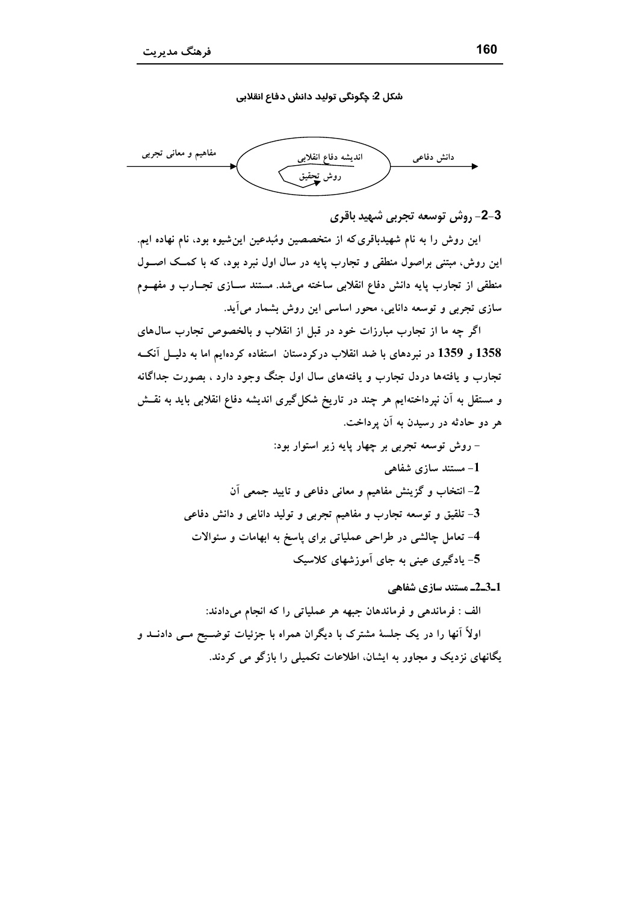شکل 2: چگونگی تولید دانش دفاع انقلابی

مفاهیم و معانی تجربی ← اندیشه دفاع انقلابی / روش تحقیق ← دانش دفاعی

### 3-2- روش توسعه تجربی شهید باقری

این روش را به نام شهیدباقری‌که از متخصصین ومُبدعین این‌شیوه بود، نام نهاده ایم. این روش، مبتنی براصول منطقی و تجارب پایه در سال اول نبرد بود، که با کمک اصول منطقی از تجارب پایه دانش دفاع انقلابی ساخته می‌شد. مستند سازی تجارب و مفهوم سازی تجربی و توسعه دانایی، محور اساسی این روش بشمار می‌آید.

اگر چه ما از تجارب مبارزات خود در قبل از انقلاب و بالخصوص تجارب سال‌های 1358 و 1359 در نبردهای با ضد انقلاب درکردستان استفاده کرده‌ایم اما به دلیل آنکه تجارب و یافته‌ها دردل تجارب و یافته‌های سال اول جنگ وجود دارد ، بصورت جداگانه و مستقل به آن نپرداخته‌ایم هر چند در تاریخ شکل‌گیری اندیشه دفاع انقلابی باید به نقش هر دو حادثه در رسیدن به آن پرداخت.

- روش توسعه تجربی بر چهار پایه زیر استوار بود:

1- مستند سازی شفاهی

2- انتخاب و گزینش مفاهیم و معانی دفاعی و تایید جمعی آن

3- تلقیق و توسعه تجارب و مفاهیم تجربی و تولید دانایی و دانش دفاعی

4- تعامل چالشی در طراحی عملیاتی برای پاسخ به ابهامات و سئوالات

5- یادگیری عینی به جای آموزشهای کلاسیک

#### 1-3-2- مستند سازی شفاهی

الف : فرماندهی و فرماندهان جبهه هر عملیاتی را که انجام می‌دادند:

اولاً آنها را در یک جلسهٔ مشترک با دیگران همراه با جزئیات توضیح می دادند و یگانهای نزدیک و مجاور به ایشان، اطلاعات تکمیلی را بازگو می کردند.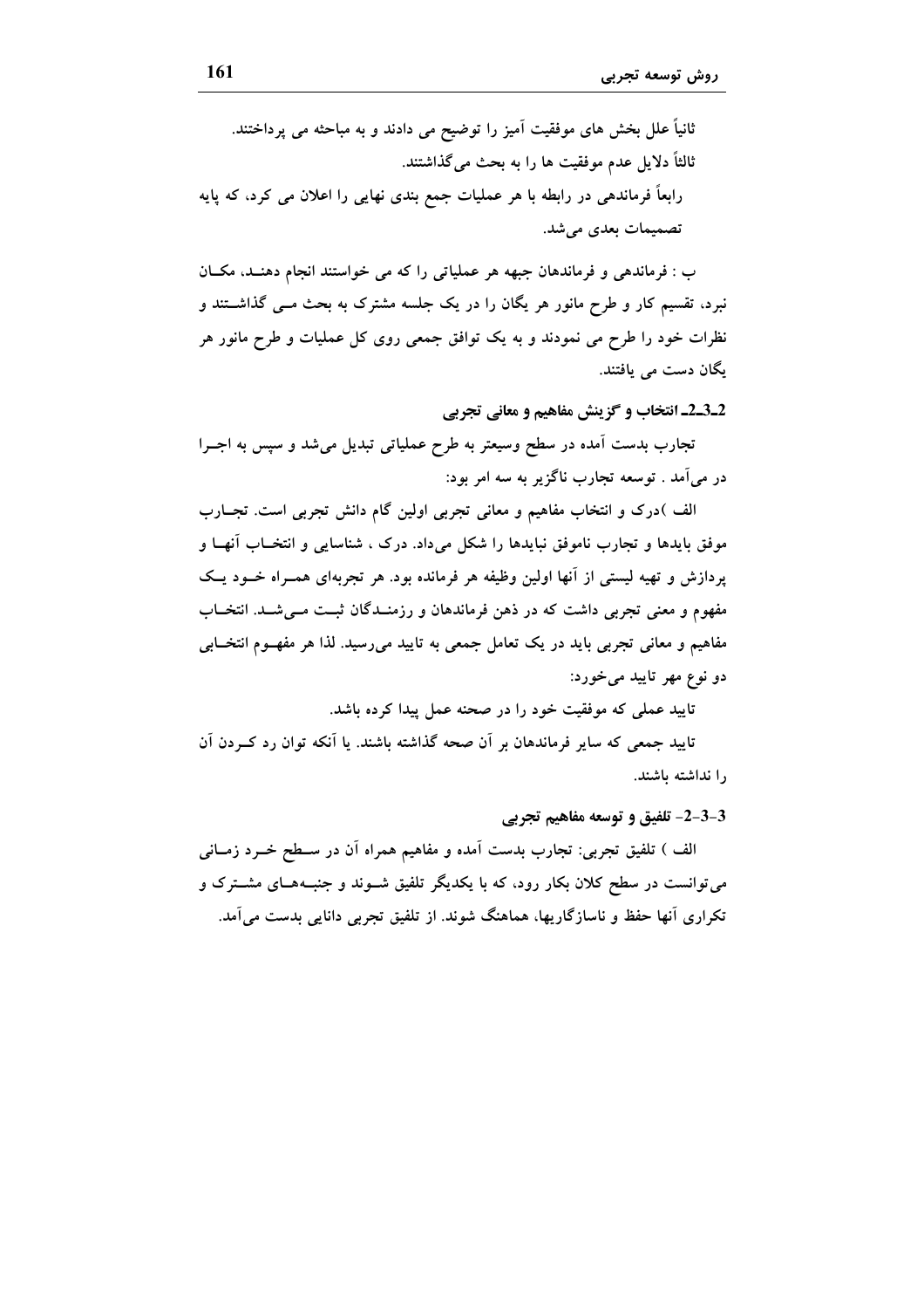ثانیاً علل بخش های موفقیت آمیز را توضیح می دادند و به مباحثه می پرداختند.

ثالثاً دلایل عدم موفقیت ها را به بحث می‌گذاشتند.

رابعاً فرماندهی در رابطه با هر عملیات جمع بندی نهایی را اعلان می کرد، که پایه تصمیمات بعدی می‌شد.

ب : فرماندهی و فرماندهان جبهه هر عملیاتی را که می خواستند انجام دهند، مکان نبرد، تقسیم کار و طرح مانور هر یگان را در یک جلسه مشترک به بحث می گذاشتند و نظرات خود را طرح می نمودند و به یک توافق جمعی روی کل عملیات و طرح مانور هر یگان دست می یافتند.

### 2-3-2- انتخاب و گزینش مفاهیم و معانی تجربی

تجارب بدست آمده در سطح وسیعتر به طرح عملیاتی تبدیل می‌شد و سپس به اجرا در می‌آمد . توسعه تجارب ناگزیر به سه امر بود:

الف )درک و انتخاب مفاهیم و معانی تجربی اولین گام دانش تجربی است. تجارب موفق بایدها و تجارب ناموفق نبایدها را شکل می‌داد. درک ، شناسایی و انتخاب آنها و پردازش و تهیه لیستی از آنها اولین وظیفه هر فرمانده بود. هر تجربه‌ای همراه خود یک مفهوم و معنی تجربی داشت که در ذهن فرماندهان و رزمندگان ثبت می‌شد. انتخاب مفاهیم و معانی تجربی باید در یک تعامل جمعی به تایید می‌رسید. لذا هر مفهوم انتخابی دو نوع مهر تایید می‌خورد:

تایید عملی که موفقیت خود را در صحنه عمل پیدا کرده باشد.

تایید جمعی که سایر فرماندهان بر آن صحه گذاشته باشند. یا آنکه توان رد کردن آن را نداشته باشند.

### 3-3-2- تلفیق و توسعه مفاهیم تجربی

الف ) تلفیق تجربی: تجارب بدست آمده و مفاهیم همراه آن در سطح خرد زمانی می‌توانست در سطح کلان بکار رود، که با یکدیگر تلفیق شوند و جنبه‌های مشترک و تکراری آنها حفظ و ناسازگاریها، هماهنگ شوند. از تلفیق تجربی دانایی بدست می‌آمد.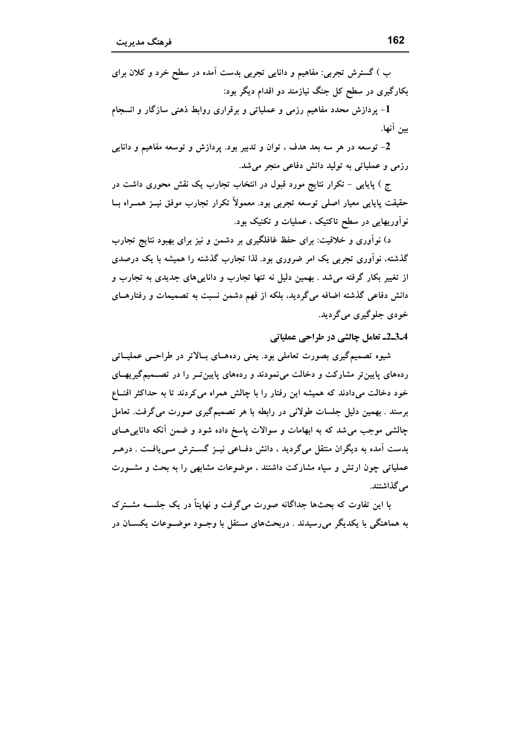ب ) گسترش تجربی: مفاهیم و دانایی تجربی بدست آمده در سطح خرد و کلان برای بکارگیری در سطح کل جنگ نیازمند دو اقدام دیگر بود:

1- پردازش مجدد مفاهیم رزمی و عملیاتی و برقراری روابط ذهنی سازگار و انسجام بین آنها.

2- توسعه در هر سه بعد هدف ، توان و تدبیر بود. پردازش و توسعه مفاهیم و دانایی رزمی و عملیاتی به تولید دانش دفاعی منجر می‌شد.

ج ) پایایی - تکرار نتایج مورد قبول در انتخاب تجارب یک نقش محوری داشت در حقیقت پایایی معیار اصلی توسعه تجربی بود. معمولاً تکرار تجارب موفق نیز همراه با نوآوریهایی در سطح تاکتیک ، عملیات و تکنیک بود.

د) نوآوری و خلاقیت: برای حفظ غافلگیری بر دشمن و نیز برای بهبود نتایج تجارب گذشته، نوآوری تجربی یک امر ضروری بود. لذا تجارب گذشته را همیشه با یک درصدی از تغییر بکار گرفته می‌شد . بهمین دلیل نه تنها تجارب و دانایی‌های جدیدی به تجارب و دانش دفاعی گذشته اضافه می‌گردید، بلکه از فهم دشمن نسبت به تصمیمات و رفتارهای خودی جلوگیری می‌گردید.

### 4ـ3ـ2ـ تعامل چالشی در طراحی عملیاتی

شیوه تصمیم‌گیری بصورت تعاملی بود. یعنی رده‌های بالاتر در طراحی عملیاتی رده‌های پایین‌تر مشارکت و دخالت می‌نمودند و رده‌های پایین‌تر را در تصمیم‌گیریهای خود دخالت می‌دادند که همیشه این رفتار را با چالش همراه می‌کردند تا به حداکثر اقناع برسند . بهمین دلیل جلسات طولانی در رابطه با هر تصمیم‌گیری صورت می‌گرفت. تعامل چالشی موجب می‌شد که به ابهامات و سوالات پاسخ داده شود و ضمن آنکه دانایی‌های بدست آمده به دیگران منتقل می‌گردید ، دانش دفاعی نیز گسترش می‌یافت . درهر عملیاتی چون ارتش و سپاه مشارکت داشتند ، موضوعات مشابهی را به بحث و مشورت می‌گذاشتند.

با این تفاوت که بحث‌ها جداگانه صورت می‌گرفت و نهایتاً در یک جلسه مشترک به هماهنگی با یکدیگر می‌رسیدند . دربحث‌های مستقل با وجود موضوعات یکسان در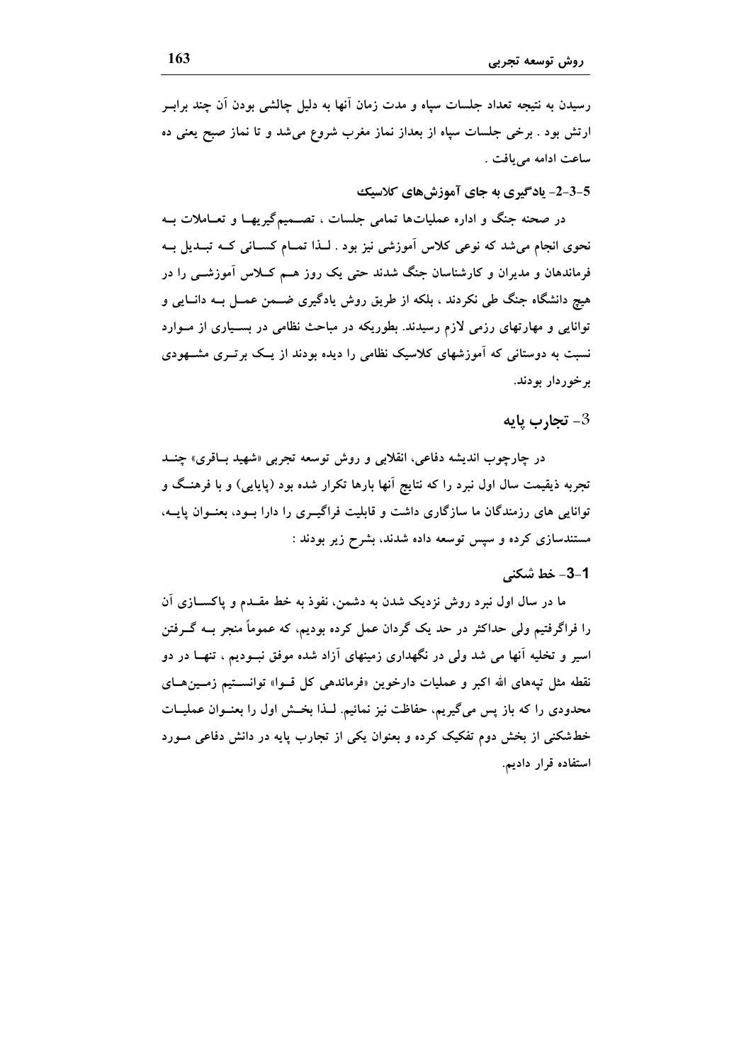رسیدن به نتیجه تعداد جلسات سپاه و مدت زمان آنها به دلیل چالشی بودن آن چند برابر ارتش بود . برخی جلسات سپاه از بعداز نماز مغرب شروع می‌شد و تا نماز صبح یعنی ده ساعت ادامه می‌یافت .

### 5-3-2- یادگیری به جای آموزش‌های کلاسیک

در صحنه جنگ و اداره عملیات‌ها تمامی جلسات ، تصمیم‌گیریها و تعاملات به نحوی انجام می‌شد که نوعی کلاس آموزشی نیز بود . لذا تمام کسانی که تبدیل به فرماندهان و مدیران و کارشناسان جنگ شدند حتی یک روز هم کلاس آموزشی را در هیچ دانشگاه جنگ طی نکردند ، بلکه از طریق روش یادگیری ضمن عمل به دانایی و توانایی و مهارتهای رزمی لازم رسیدند. بطوریکه در مباحث نظامی در بسیاری از موارد نسبت به دوستانی که آموزشهای کلاسیک نظامی را دیده بودند از یک برتری مشهودی برخوردار بودند.

## 3- تجارب پایه

در چارچوب اندیشه دفاعی، انقلابی و روش توسعه تجربی «شهید باقری» چند تجربه ذیقیمت سال اول نبرد را که نتایج آنها بارها تکرار شده بود (پایایی) و با فرهنگ و توانایی های رزمندگان ما سازگاری داشت و قابلیت فراگیری را دارا بود، بعنوان پایه، مستندسازی کرده و سپس توسعه داده شدند، بشرح زیر بودند :

### 1-3- خط شکنی

ما در سال اول نبرد روش نزدیک شدن به دشمن، نفوذ به خط مقدم و پاکسازی آن را فراگرفتیم ولی حداکثر در حد یک گردان عمل کرده بودیم، که عموماً منجر به گرفتن اسیر و تخلیه آنها می شد ولی در نگهداری زمینهای آزاد شده موفق نبودیم ، تنها در دو نقطه مثل تپه‌های الله اکبر و عملیات دارخوین «فرماندهی کل قوا» توانستیم زمین‌های محدودی را که باز پس می‌گیریم، حفاظت نیز نمائیم. لذا بخش اول را بعنوان عملیات خط‌شکنی از بخش دوم تفکیک کرده و بعنوان یکی از تجارب پایه در دانش دفاعی مورد استفاده قرار دادیم.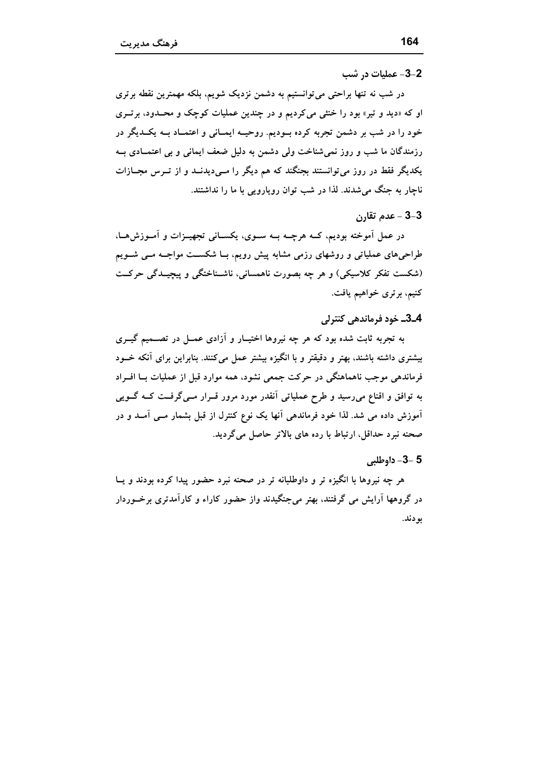### 2-3- عملیات در شب

در شب نه تنها براحتی می‌توانستیم به دشمن نزدیک شویم، بلکه مهمترین نقطه برتری او که «دید و تیر» بود را خنثی می‌کردیم و در چندین عملیات کوچک و محدود، برتری خود را در شب بر دشمن تجربه کرده بودیم. روحیه ایمانی و اعتماد به یکدیگر در رزمندگان ما شب و روز نمی‌شناخت ولی دشمن به دلیل ضعف ایمانی و بی اعتمادی به یکدیگر فقط در روز می‌توانستند بجنگند که هم دیگر را می‌دیدند و از ترس مجازات ناچار به جنگ می‌شدند. لذا در شب توان رویارویی با ما را نداشتند.

### 3-3 - عدم تقارن

در عمل آموخته بودیم، که هرچه به سوی، یکسانی تجهیزات و آموزش‌ها، طراحی‌های عملیاتی و روشهای رزمی مشابه پیش رویم، با شکست مواجه می شویم (شکست تفکر کلاسیکی) و هر چه بصورت ناهمسانی، ناشناختگی و پیچیدگی حرکت کنیم، برتری خواهیم یافت.

### 4-3- خود فرماندهی کنترلی

به تجربه ثابت شده بود که هر چه نیروها اختیار و آزادی عمل در تصمیم گیری بیشتری داشته باشند، بهتر و دقیقتر و با انگیزه بیشتر عمل می‌کنند. بنابراین برای آنکه خود فرماندهی موجب ناهماهنگی در حرکت جمعی نشود، همه موارد قبل از عملیات با افراد به توافق و اقناع می‌رسید و طرح عملیاتی آنقدر مورد مرور قرار می‌گرفت که گویی آموزش داده می شد. لذا خود فرماندهی آنها یک نوع کنترل از قبل بشمار می آمد و در صحنه نبرد حداقل، ارتباط با رده های بالاتر حاصل می‌گردید.

### 5 -3- داوطلبی

هر چه نیروها با انگیزه تر و داوطلبانه تر در صحنه نبرد حضور پیدا کرده بودند و یا در گروهها آرایش می گرفتند، بهتر می‌جنگیدند واز حضور کاراء و کارآمدتری برخوردار بودند.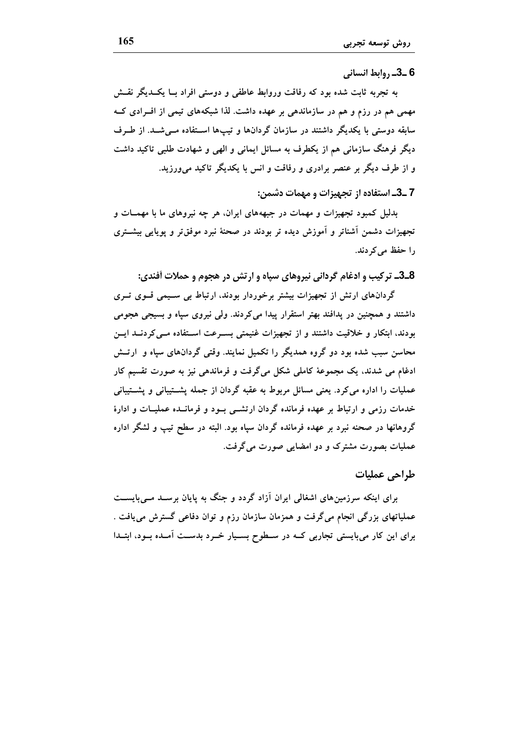### 6 ـ3ـ روابط انسانی

به تجربه ثابت شده بود که رفاقت وروابط عاطفی و دوستی افراد بـا یکـدیگر نقـش مهمی هم در رزم و هم در سازماندهی بر عهده داشت. لذا شبکه‌های تیمی از افـرادی کـه سابقه دوستی با یکدیگر داشتند در سازمان گردان‌ها و تیپ‌ها اسـتفاده مـی‌شـد. از طـرف دیگر فرهنگ سازمانی هم از یکطرف به مسائل ایمانی و الهی و شهادت طلبی تاکید داشت و از طرف دیگر بر عنصر برادری و رفاقت و انس با یکدیگر تاکید می‌ورزید.

### 7 ـ3ـ استفاده از تجهیزات و مهمات دشمن:

بدلیل کمبود تجهیزات و مهمات در جبهه‌های ایران، هر چه نیروهای ما با مهمـات و تجهیزات دشمن آشناتر و آموزش دیده تر بودند در صحنهٔ نبرد موفق‌تر و پویایی بیشـتری را حفظ می‌کردند.

### 8ـ3ـ ترکیب و ادغام گردانی نیروهای سپاه و ارتش در هجوم و حملات آفندی:

گردان‌های ارتش از تجهیزات بیشتر برخوردار بودند، ارتباط بی سـیمی قـوی تـری داشتند و همچنین در پدافند بهتر استقرار پیدا می‌کردند. ولی نیروی سپاه و بسیجی هجومی بودند، ابتکار و خلاقیت داشتند و از تجهیزات غنیمتی بسـرعت اسـتفاده مـی‌کردنـد ایـن محاسن سبب شده بود دو گروه همدیگر را تکمیل نمایند. وقتی گردان‌های سپاه و ارتـش ادغام می شدند، یک مجموعهٔ کاملی شکل می‌گرفت و فرماندهی نیز به صورت تقسیم کار عملیات را اداره می‌کرد. یعنی مسائل مربوط به عقبه گردان از جمله پشـتیبانی و پشـتیبانی خدمات رزمی و ارتباط بر عهده فرمانده گردان ارتشـی بـود و فرمانـده عملیـات و ادارهٔ گروهانها در صحنه نبرد بر عهده فرمانده گردان سپاه بود. البته در سطح تیپ و لشگر اداره عملیات بصورت مشترک و دو امضایی صورت می‌گرفت.

## طراحی عملیات

برای اینکه سرزمین‌های اشغالی ایران آزاد گردد و جنگ به پایان برسـد مـی‌بایسـت عملیاتهای بزرگی انجام می‌گرفت و همزمان سازمان رزم و توان دفاعی گسترش می‌یافت . برای این کار می‌بایستی تجاربی کـه در سـطوح بسـیار خـرد بدسـت آمـده بـود، ابتـدا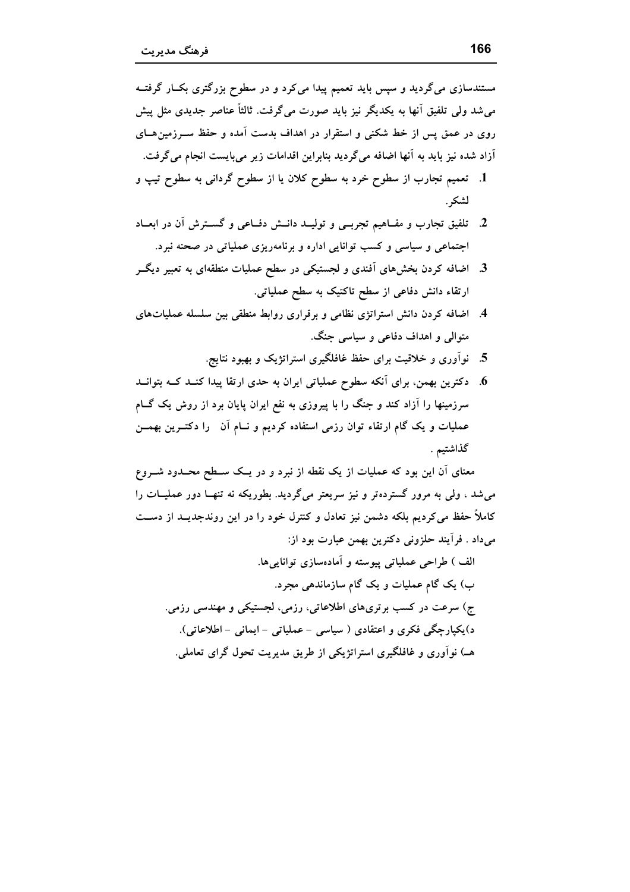مستندسازی می‌گردید و سپس باید تعمیم پیدا می‌کرد و در سطوح بزرگتری بکـار گرفتـه می‌شد ولی تلفیق آنها به یکدیگر نیز باید صورت می‌گرفت. ثالثاً عناصر جدیدی مثل پیش روی در عمق پس از خط شکنی و استقرار در اهداف بدست آمده و حفظ سـرزمین‌هـای آزاد شده نیز باید به آنها اضافه می‌گردید بنابراین اقدامات زیر می‌بایست انجام می‌گرفت.

1. تعمیم تجارب از سطوح خرد به سطوح کلان یا از سطوح گردانی به سطوح تیپ و لشکر.
2. تلفیق تجارب و مفـاهیم تجربـی و تولیـد دانـش دفـاعی و گسـترش آن در ابعـاد اجتماعی و سیاسی و کسب توانایی اداره و برنامه‌ریزی عملیاتی در صحنه نبرد.
3. اضافه کردن بخش‌های آفندی و لجستیکی در سطح عملیات منطقه‌ای به تعبیر دیگـر ارتقاء دانش دفاعی از سطح تاکتیک به سطح عملیاتی.
4. اضافه کردن دانش استراتژی نظامی و برقراری روابط منطقی بین سلسله عملیات‌های متوالی و اهداف دفاعی و سیاسی جنگ.
5. نوآوری و خلاقیت برای حفظ غافلگیری استراتژیک و بهبود نتایج.
6. دکترین بهمن، برای آنکه سطوح عملیاتی ایران به حدی ارتقا پیدا کنـد کـه بتوانـد سرزمینها را آزاد کند و جنگ را با پیروزی به نفع ایران پایان برد از روش یک گـام عملیات و یک گام ارتقاء توان رزمی استفاده کردیم و نـام آن را دکتـرین بهمـن گذاشتیم .

معنای آن این بود که عملیات از یک نقطه از نبرد و در یـک سـطح محـدود شـروع می‌شد ، ولی به مرور گسترده‌تر و نیز سریعتر می‌گردید. بطوریکه نه تنهـا دور عملیـات را کاملاً حفظ می‌کردیم بلکه دشمن نیز تعادل و کنترل خود را در این روندجدیـد از دسـت می‌داد . فرآیند حلزونی دکترین بهمن عبارت بود از:

الف ) طراحی عملیاتی پیوسته و آماده‌سازی توانایی‌ها.

ب) یک گام عملیات و یک گام سازماندهی مجرد.

ج) سرعت در کسب برتری‌های اطلاعاتی، رزمی، لجستیکی و مهندسی رزمی.

د)یکپارچگی فکری و اعتقادی ( سیاسی - عملیاتی - ایمانی - اطلاعاتی).

هـ) نوآوری و غافلگیری استراتژیکی از طریق مدیریت تحول گرای تعاملی.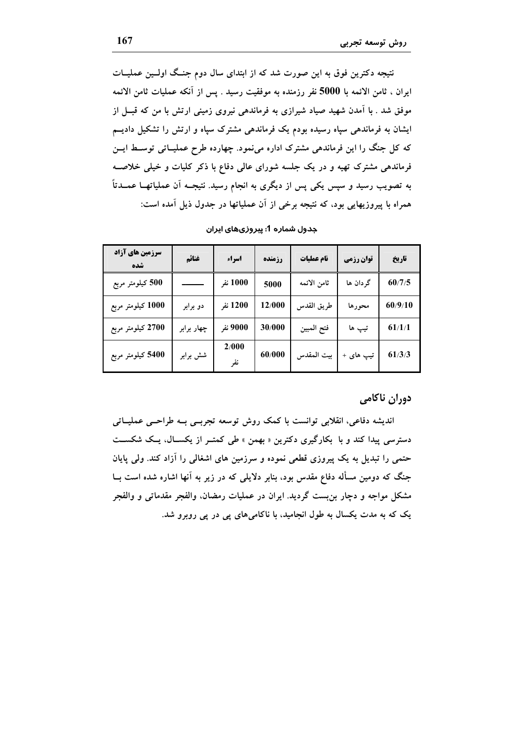نتیجه دکترین فوق به این صورت شد که از ابتدای سال دوم جنگ اولین عملیات ایران ، ثامن الائمه با 5000 نفر رزمنده به موفقیت رسید . پس از آنکه عملیات ثامن الائمه موفق شد . با آمدن شهید صیاد شیرازی به فرماندهی نیروی زمینی ارتش با من که قبل از ایشان به فرماندهی سپاه رسیده بودم یک فرماندهی مشترک سپاه و ارتش را تشکیل دادیم که کل جنگ را این فرماندهی مشترک اداره می‌نمود. چهارده طرح عملیاتی توسط این فرماندهی مشترک تهیه و در یک جلسه شورای عالی دفاع با ذکر کلیات و خیلی خلاصه به تصویب رسید و سپس یکی پس از دیگری به انجام رسید. نتیجه آن عملیاتها عمدتاً همراه با پیروزیهایی بود، که نتیجه برخی از آن عملیاتها در جدول ذیل آمده است:

**جدول شماره 1: پیروزی‌های ایران**

| تاریخ | توان رزمی | نام عملیات | رزمنده | اسراء | غنائم | سرزمین های آزاد شده |
|---|---|---|---|---|---|---|
| 60/7/5 | گردان ها | ثامن الائمه | 5000 | 1000 نفر | ——— | 500 کیلومتر مربع |
| 60/9/10 | محورها | طریق القدس | 12/000 | 1200 نفر | دو برابر | 1000 کیلومتر مربع |
| 61/1/1 | تیپ ها | فتح المبین | 30/000 | 9000 نفر | چهار برابر | 2700 کیلومتر مربع |
| 61/3/3 | تیپ های + | بیت المقدس | 60/000 | 2/000 نفر | شش برابر | 5400 کیلومتر مربع |

## دوران ناکامی

اندیشه دفاعی، انقلابی توانست با کمک روش توسعه تجربی به طراحی عملیاتی دسترسی پیدا کند و با بکارگیری دکترین « بهمن » طی کمتر از یکسال، یک شکست حتمی را تبدیل به یک پیروزی قطعی نموده و سرزمین های اشغالی را آزاد کند. ولی پایان جنگ که دومین مسأله دفاع مقدس بود، بنابر دلایلی که در زیر به آنها اشاره شده است با مشکل مواجه و دچار بن‌بست گردید. ایران در عملیات رمضان، والفجر مقدماتی و والفجر یک که به مدت یکسال به طول انجامید، با ناکامی‌های پی در پی روبرو شد.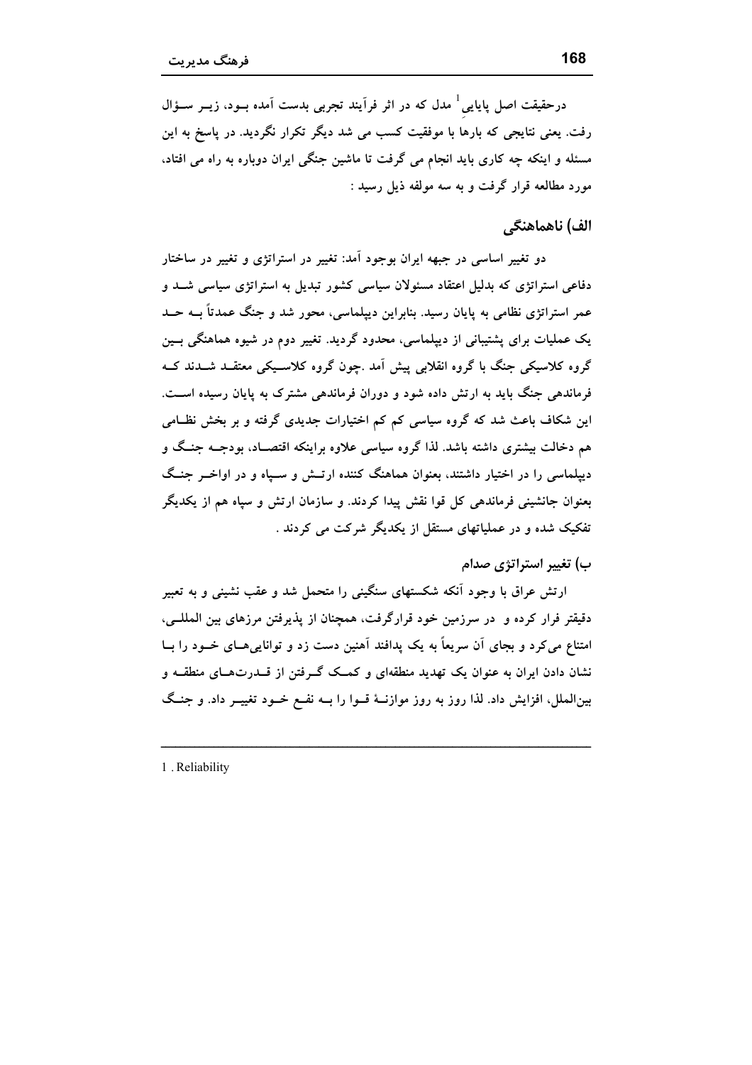درحقیقت اصل پایایی[1] مدل که در اثر فرآیند تجربی بدست آمده بود، زیر سؤال رفت. یعنی نتایجی که بارها با موفقیت کسب می شد دیگر تکرار نگردید. در پاسخ به این مسئله و اینکه چه کاری باید انجام می گرفت تا ماشین جنگی ایران دوباره به راه می افتاد، مورد مطالعه قرار گرفت و به سه مولفه ذیل رسید :

## الف) ناهماهنگی

دو تغییر اساسی در جبهه ایران بوجود آمد: تغییر در استراتژی و تغییر در ساختار دفاعی استراتژی که بدلیل اعتقاد مسئولان سیاسی کشور تبدیل به استراتژی سیاسی شد و عمر استراتژی نظامی به پایان رسید. بنابراین دیپلماسی، محور شد و جنگ عمدتاً به حد یک عملیات برای پشتیبانی از دیپلماسی، محدود گردید. تغییر دوم در شیوه هماهنگی بین گروه کلاسیکی جنگ با گروه انقلابی پیش آمد .چون گروه کلاسیکی معتقد شدند که فرماندهی جنگ باید به ارتش داده شود و دوران فرماندهی مشترک به پایان رسیده است. این شکاف باعث شد که گروه سیاسی کم کم اختیارات جدیدی گرفته و بر بخش نظامی هم دخالت بیشتری داشته باشد. لذا گروه سیاسی علاوه براینکه اقتصاد، بودجه جنگ و دیپلماسی را در اختیار داشتند، بعنوان هماهنگ کننده ارتش و سپاه و در اواخر جنگ بعنوان جانشینی فرماندهی کل قوا نقش پیدا کردند. و سازمان ارتش و سپاه هم از یکدیگر تفکیک شده و در عملیاتهای مستقل از یکدیگر شرکت می کردند .

## ب) تغییر استراتژی صدام

ارتش عراق با وجود آنکه شکستهای سنگینی را متحمل شد و عقب نشینی و به تعبیر دقیقتر فرار کرده و در سرزمین خود قرارگرفت، همچنان از پذیرفتن مرزهای بین المللی، امتناع می‌کرد و بجای آن سریعاً به یک پدافند آهنین دست زد و توانایی‌های خود را با نشان دادن ایران به عنوان یک تهدید منطقه‌ای و کمک گرفتن از قدرت‌های منطقه و بین‌الملل، افزایش داد. لذا روز به روز موازنهٔ قوا را به نفع خود تغییر داد. و جنگ

---

1 . Reliability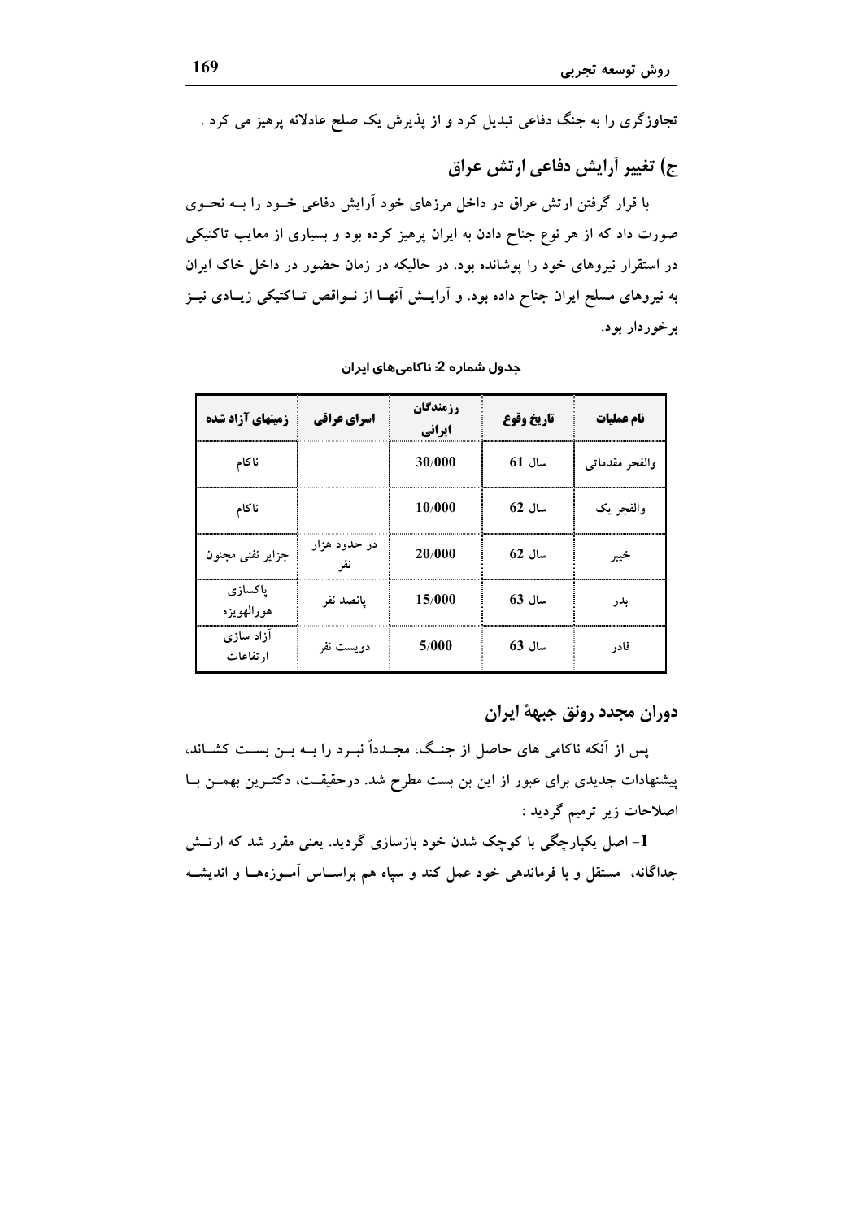تجاوزگری را به جنگ دفاعی تبدیل کرد و از پذیرش یک صلح عادلانه پرهیز می کرد .

## ج) تغییر آرایش دفاعی ارتش عراق

با قرار گرفتن ارتش عراق در داخل مرزهای خود آرایش دفاعی خـود را بـه نحـوی صورت داد که از هر نوع جناح دادن به ایران پرهیز کرده بود و بسیاری از معایب تاکتیکی در استقرار نیروهای خود را پوشانده بود. در حالیکه در زمان حضور در داخل خاک ایران به نیروهای مسلح ایران جناح داده بود. و آرایـش آنهـا از نـواقص تـاکتیکی زیـادی نیـز برخوردار بود.

جدول شماره 2: ناکامی‌های ایران

| نام عملیات | تاریخ وقوع | رزمندگان ایرانی | اسرای عراقی | زمینهای آزاد شده |
|---|---|---|---|---|
| والفجر مقدماتی | سال 61 | 30/000 | | ناکام |
| والفجر یک | سال 62 | 10/000 | | ناکام |
| خیبر | سال 62 | 20/000 | در حدود هزار نفر | جزایر نفتی مجنون |
| بدر | سال 63 | 15/000 | پانصد نفر | پاکسازی هورالهویزه |
| قادر | سال 63 | 5/000 | دویست نفر | آزاد سازی ارتفاعات |

## دوران مجدد رونق جبههٔ ایران

پس از آنکه ناکامی های حاصل از جنـگ، مجـدداً نبـرد را بـه بـن بسـت کشـاند، پیشنهادات جدیدی برای عبور از این بن بست مطرح شد. درحقیقـت، دکتـرین بهمـن بـا اصلاحات زیر ترمیم گردید :

**1**- اصل یکپارچگی با کوچک شدن خود بازسازی گردید. یعنی مقرر شد که ارتـش جداگانه، مستقل و با فرماندهی خود عمل کند و سپاه هم براسـاس آمـوزه‌هـا و اندیشـه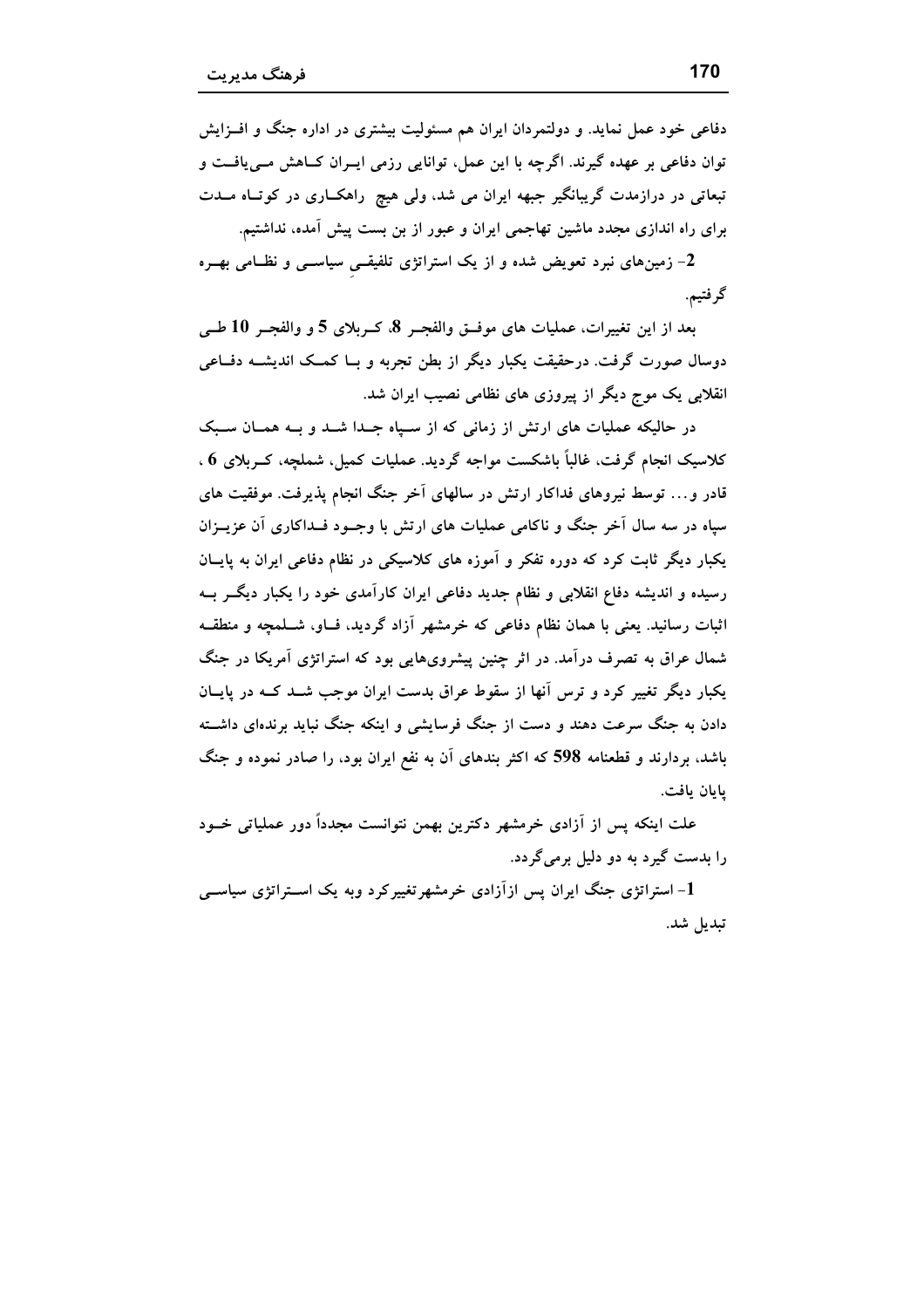دفاعی خود عمل نماید. و دولتمردان ایران هم مسئولیت بیشتری در اداره جنگ و افـزایش توان دفاعی بر عهده گیرند. اگرچه با این عمل، توانایی رزمی ایـران کـاهش مـی‌یافـت و تبعاتی در درازمدت گریبانگیر جبهه ایران می شد، ولی هیچ راهکـاری در کوتـاه مـدت برای راه اندازی مجدد ماشین تهاجمی ایران و عبور از بن بست پیش آمده، نداشتیم.

**2**- زمین‌های نبرد تعویض شده و از یک استراتژی تلفیقـیِ سیاسـی و نظـامی بهـره گرفتیم.

بعد از این تغییرات، عملیات های موفـق والفجـر **8**، کـربلای **5** و والفجـر **10** طـی دوسال صورت گرفت. درحقیقت یکبار دیگر از بطن تجربه و بـا کمـک اندیشـه دفـاعی انقلابی یک موج دیگر از پیروزی های نظامی نصیب ایران شد.

در حالیکه عملیات های ارتش از زمانی که از سـپاه جـدا شـد و بـه همـان سـبک کلاسیک انجام گرفت، غالباً باشکست مواجه گردید. عملیات کمیل، شملچه، کـربلای **6** ، قادر و... توسط نیروهای فداکار ارتش در سالهای آخر جنگ انجام پذیرفت. موفقیت های سپاه در سه سال آخر جنگ و ناکامی عملیات های ارتش با وجـود فـداکاری آن عزیـزان یکبار دیگر ثابت کرد که دوره تفکر و آموزه های کلاسیکی در نظام دفاعی ایران به پایـان رسیده و اندیشه دفاع انقلابی و نظام جدید دفاعی ایران کارآمدی خود را یکبار دیگـر بـه اثبات رسانید. یعنی با همان نظام دفاعی که خرمشهر آزاد گردید، فـاو، شـلمچه و منطقـه شمال عراق به تصرف درآمد. در اثر چنین پیشروی‌هایی بود که استراتژی آمریکا در جنگ یکبار دیگر تغییر کرد و ترس آنها از سقوط عراق بدست ایران موجب شـد کـه در پایـان دادن به جنگ سرعت دهند و دست از جنگ فرسایشی و اینکه جنگ نباید برنده‌ای داشـته باشد، بردارند و قطعنامه **598** که اکثر بندهای آن به نفع ایران بود، را صادر نموده و جنگ پایان یافت.

علت اینکه پس از آزادی خرمشهر دکترین بهمن نتوانست مجدداً دور عملیاتی خـود را بدست گیرد به دو دلیل برمی‌گردد.

**1**- استراتژی جنگ ایران پس ازآزادی خرمشهرتغییرکرد وبه یک اسـتراتژی سیاسـی تبدیل شد.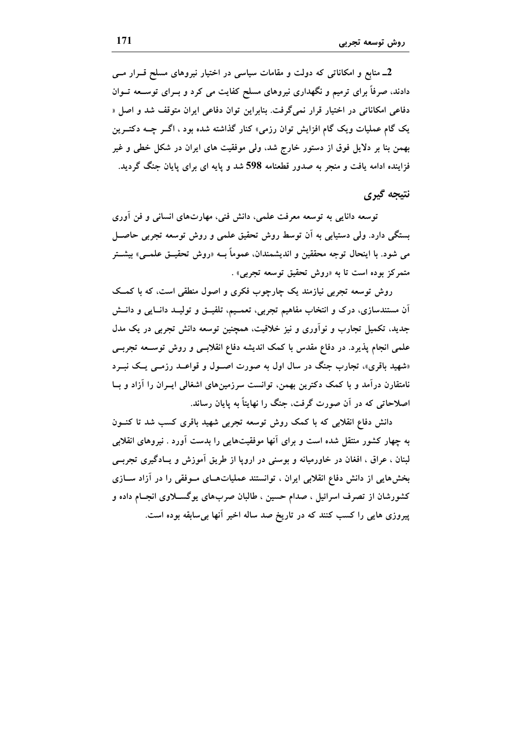2ـ منابع و امکاناتی که دولت و مقامات سیاسی در اختیار نیروهای مسلح قـرار مـی دادند، صرفاً برای ترمیم و نگهداری نیروهای مسلح کفایت می کرد و بـرای توسـعه تـوان دفاعی امکاناتی در اختیار قرار نمی‌گرفت. بنابراین توان دفاعی ایران متوقف شد و اصل « یک گام عملیات ویک گام افزایش توان رزمی» کنار گذاشته شده بود ، اگـر چـه دکتـرین بهمن بنا بر دلایل فوق از دستور خارج شد، ولی موفقیت های ایران در شکل خطی و غیر فزاینده ادامه یافت و منجر به صدور قطعنامه 598 شد و پایه ای برای پایان جنگ گردید.

## نتیجه گیری

توسعه دانایی به توسعه معرفت علمی، دانش فنی، مهارت‌های انسانی و فن آوری بستگی دارد. ولی دستیابی به آن توسط روش تحقیق علمی و روش توسعه تجربی حاصـل می شود. با اینحال توجه محققین و اندیشمندان، عموماً بـه «روش تحقیـق علمـی» بیشـتر متمرکز بوده است تا به «روش تحقیق توسعه تجربی» .

روش توسعه تجربی نیازمند یک چارچوب فکری و اصول منطقی است، که با کمـک آن مستندسازی، درک و انتخاب مفاهیم تجربی، تعمـیم، تلفیـق و تولیـد دانـایی و دانـش جدید، تکمیل تجارب و نوآوری و نیز خلاقیت، همچنین توسعه دانش تجربی در یک مدل علمی انجام پذیرد. در دفاع مقدس با کمک اندیشه دفاع انقلابـی و روش توسـعه تجربـی «شهید باقری»، تجارب جنگ در سال اول به صورت اصـول و قواعـد رزمـی یـک نبـرد نامتقارن درآمد و با کمک دکترین بهمن، توانست سرزمین‌های اشغالی ایـران را آزاد و بـا اصلاحاتی که در آن صورت گرفت، جنگ را نهایتاً به پایان رساند.

دانش دفاع انقلابی که با کمک روش توسعه تجربی شهید باقری کسب شد تا کنـون به چهار کشور منتقل شده است و برای آنها موفقیت‌هایی را بدست آورد . نیروهای انقلابی لبنان ، عراق ، افغان در خاورمیانه و بوسنی در اروپا از طریق آموزش و یـادگیری تجربـی بخش‌هایی از دانش دفاع انقلابی ایران ، توانستند عملیات‌هـای مـوفقی را در آزاد سـازی کشورشان از تصرف اسرائیل ، صدام حسین ، طالبان صرب‌های یوگسـلاوی انجـام داده و پیروزی هایی را کسب کنند که در تاریخ صد ساله اخیر آنها بی‌سابقه بوده است.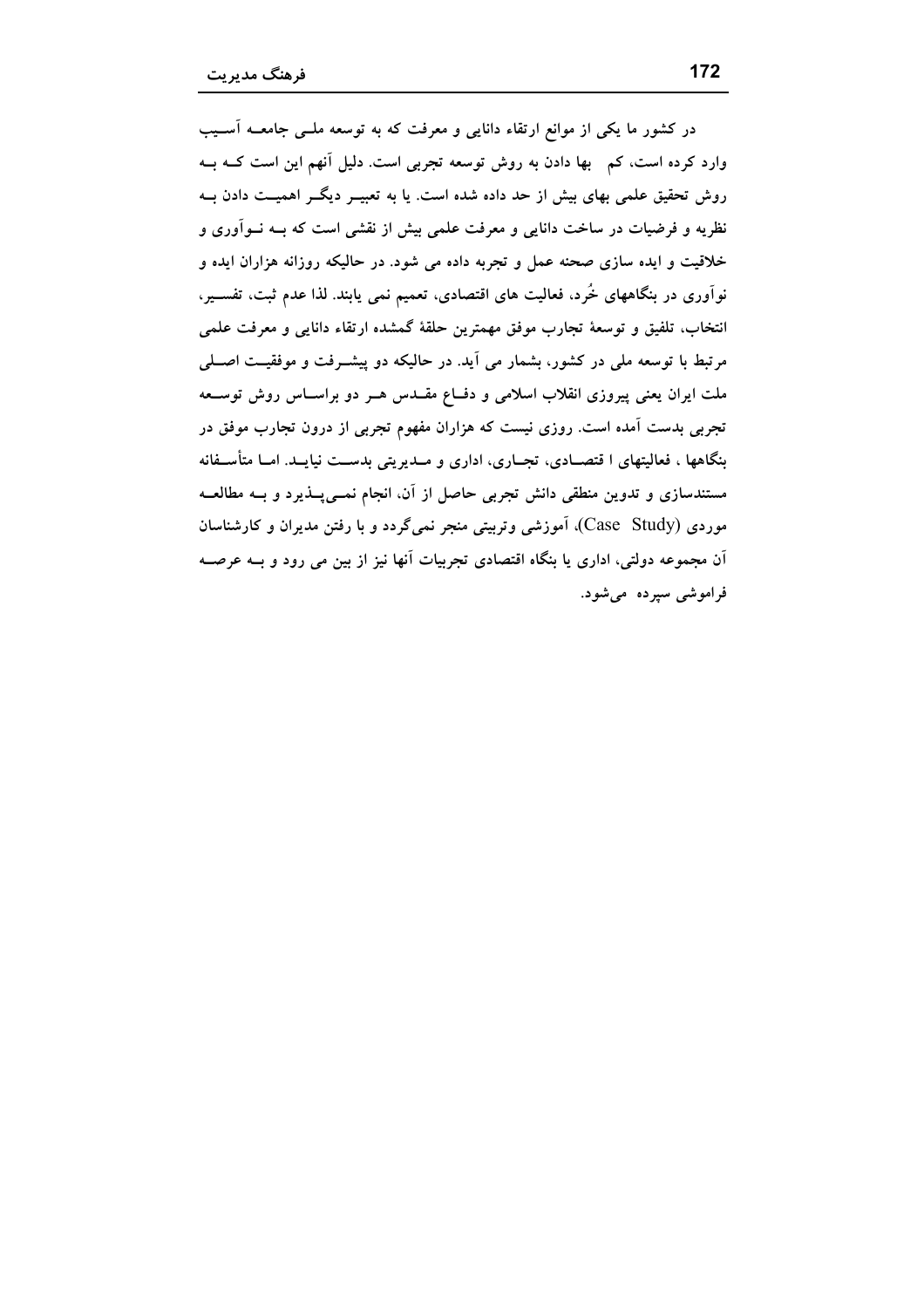در کشور ما یکی از موانع ارتقاء دانایی و معرفت که به توسعه ملـی جامعـه آسـیب وارد کرده است، کم بها دادن به روش توسعه تجربی است. دلیل آنهم این است کـه بـه روش تحقیق علمی بهای بیش از حد داده شده است. یا به تعبیـر دیگـر اهمیـت دادن بـه نظریه و فرضیات در ساخت دانایی و معرفت علمی بیش از نقشی است که بـه نـوآوری و خلاقیت و ایده سازی صحنه عمل و تجربه داده می شود. در حالیکه روزانه هزاران ایده و نوآوری در بنگاههای خُرد، فعالیت های اقتصادی، تعمیم نمی یابند. لذا عدم ثبت، تفسـیر، انتخاب، تلفیق و توسعهٔ تجارب موفق مهمترین حلقهٔ گمشده ارتقاء دانایی و معرفت علمی مرتبط با توسعه ملی در کشور، بشمار می آید. در حالیکه دو پیشـرفت و موفقیـت اصـلی ملت ایران یعنی پیروزی انقلاب اسلامی و دفـاع مقـدس هـر دو براسـاس روش توسـعه تجربی بدست آمده است. روزی نیست که هزاران مفهوم تجربی از درون تجارب موفق در بنگاهها ، فعالیتهای ا قتصـادی، تجـاری، اداری و مـدیریتی بدسـت نیایـد. امـا متأسـفانه مستندسازی و تدوین منطقی دانش تجربی حاصل از آن، انجام نمـی‌پـذیرد و بـه مطالعـه موردی (Case Study)، آموزشی وتربیتی منجر نمی‌گردد و با رفتن مدیران و کارشناسان آن مجموعه دولتی، اداری یا بنگاه اقتصادی تجربیات آنها نیز از بین می رود و بـه عرصـه فراموشی سپرده می‌شود.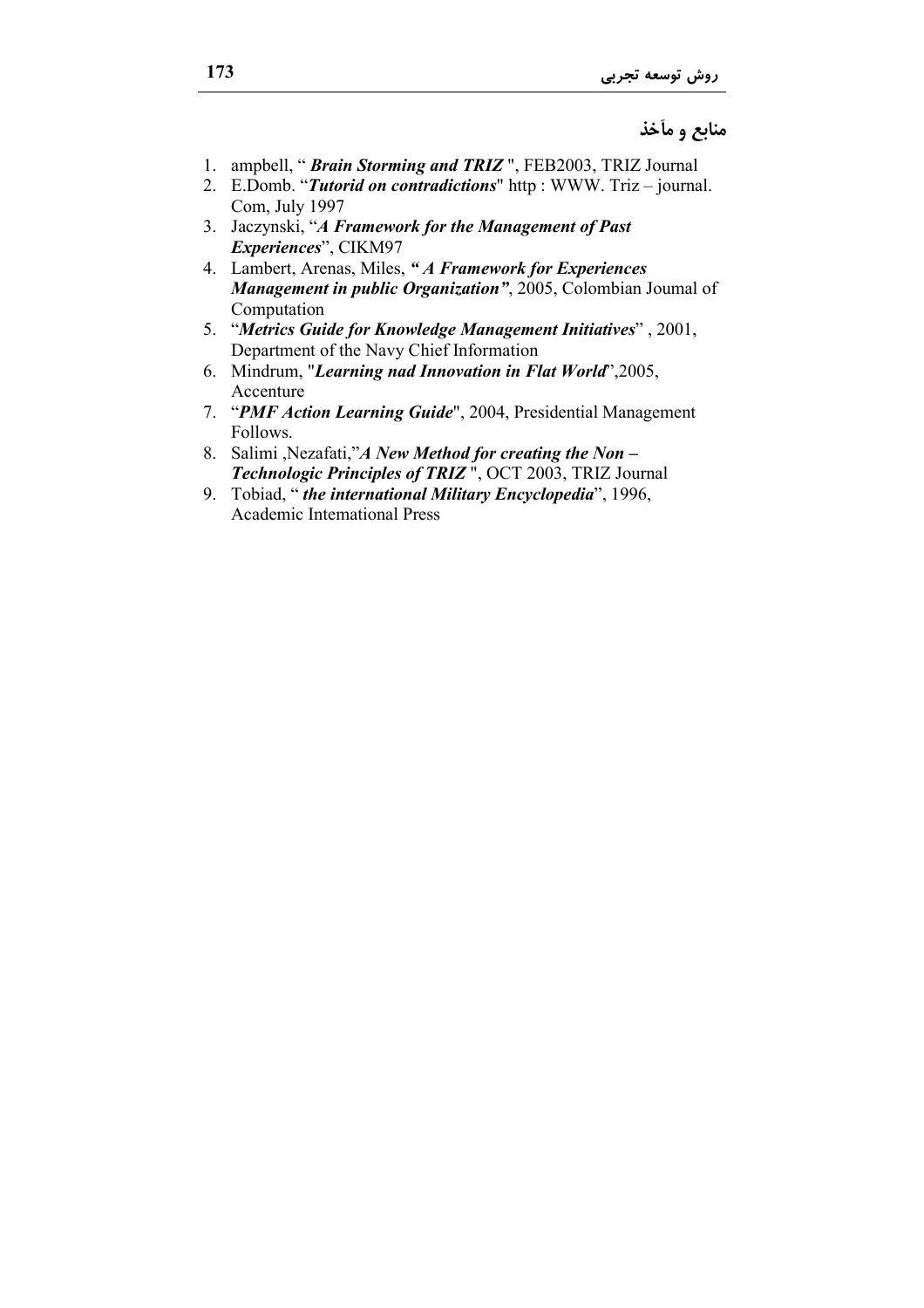## منابع و مآخذ

1. ampbell, " ***Brain Storming and TRIZ*** ", FEB2003, TRIZ Journal
2. E.Domb. "***Tutorid on contradictions***" http : WWW. Triz – journal. Com, July 1997
3. Jaczynski, "***A Framework for the Management of Past Experiences***", CIKM97
4. Lambert, Arenas, Miles, ***" A Framework for Experiences Management in public Organization"***, 2005, Colombian Joumal of Computation
5. "***Metrics Guide for Knowledge Management Initiatives***" , 2001, Department of the Navy Chief Information
6. Mindrum, "***Learning nad Innovation in Flat World***",2005, Accenture
7. "***PMF Action Learning Guide***", 2004, Presidential Management Follows.
8. Salimi ,Nezafati,"***A New Method for creating the Non – Technologic Principles of TRIZ*** ", OCT 2003, TRIZ Journal
9. Tobiad, " ***the international Military Encyclopedia***", 1996, Academic Intemational Press